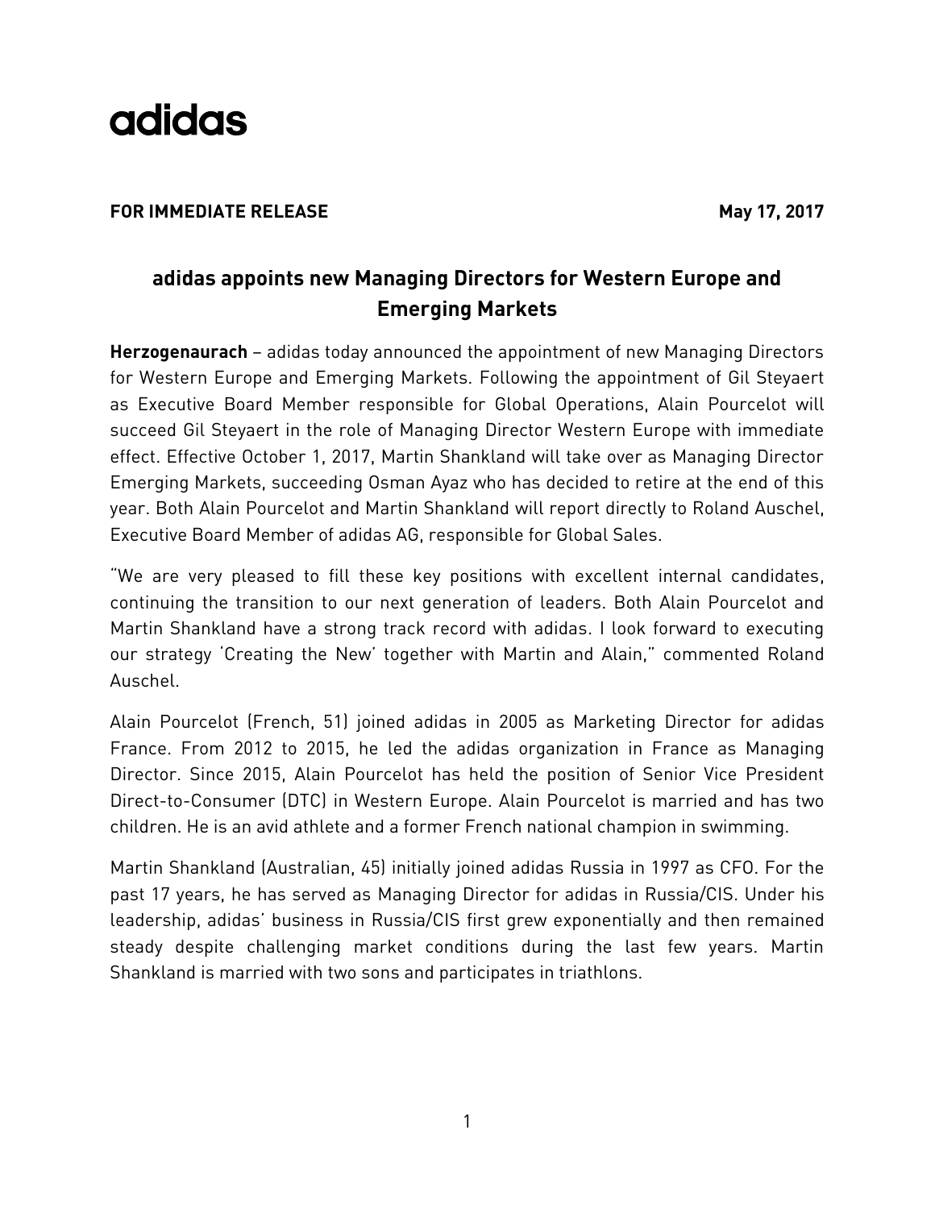adidas

**FOR IMMEDIATE RELEASE** **May 17, 2017**

## adidas appoints new Managing Directors for Western Europe and Emerging Markets

**Herzogenaurach** – adidas today announced the appointment of new Managing Directors for Western Europe and Emerging Markets. Following the appointment of Gil Steyaert as Executive Board Member responsible for Global Operations, Alain Pourcelot will succeed Gil Steyaert in the role of Managing Director Western Europe with immediate effect. Effective October 1, 2017, Martin Shankland will take over as Managing Director Emerging Markets, succeeding Osman Ayaz who has decided to retire at the end of this year. Both Alain Pourcelot and Martin Shankland will report directly to Roland Auschel, Executive Board Member of adidas AG, responsible for Global Sales.

"We are very pleased to fill these key positions with excellent internal candidates, continuing the transition to our next generation of leaders. Both Alain Pourcelot and Martin Shankland have a strong track record with adidas. I look forward to executing our strategy 'Creating the New' together with Martin and Alain," commented Roland Auschel.

Alain Pourcelot (French, 51) joined adidas in 2005 as Marketing Director for adidas France. From 2012 to 2015, he led the adidas organization in France as Managing Director. Since 2015, Alain Pourcelot has held the position of Senior Vice President Direct-to-Consumer (DTC) in Western Europe. Alain Pourcelot is married and has two children. He is an avid athlete and a former French national champion in swimming.

Martin Shankland (Australian, 45) initially joined adidas Russia in 1997 as CFO. For the past 17 years, he has served as Managing Director for adidas in Russia/CIS. Under his leadership, adidas' business in Russia/CIS first grew exponentially and then remained steady despite challenging market conditions during the last few years. Martin Shankland is married with two sons and participates in triathlons.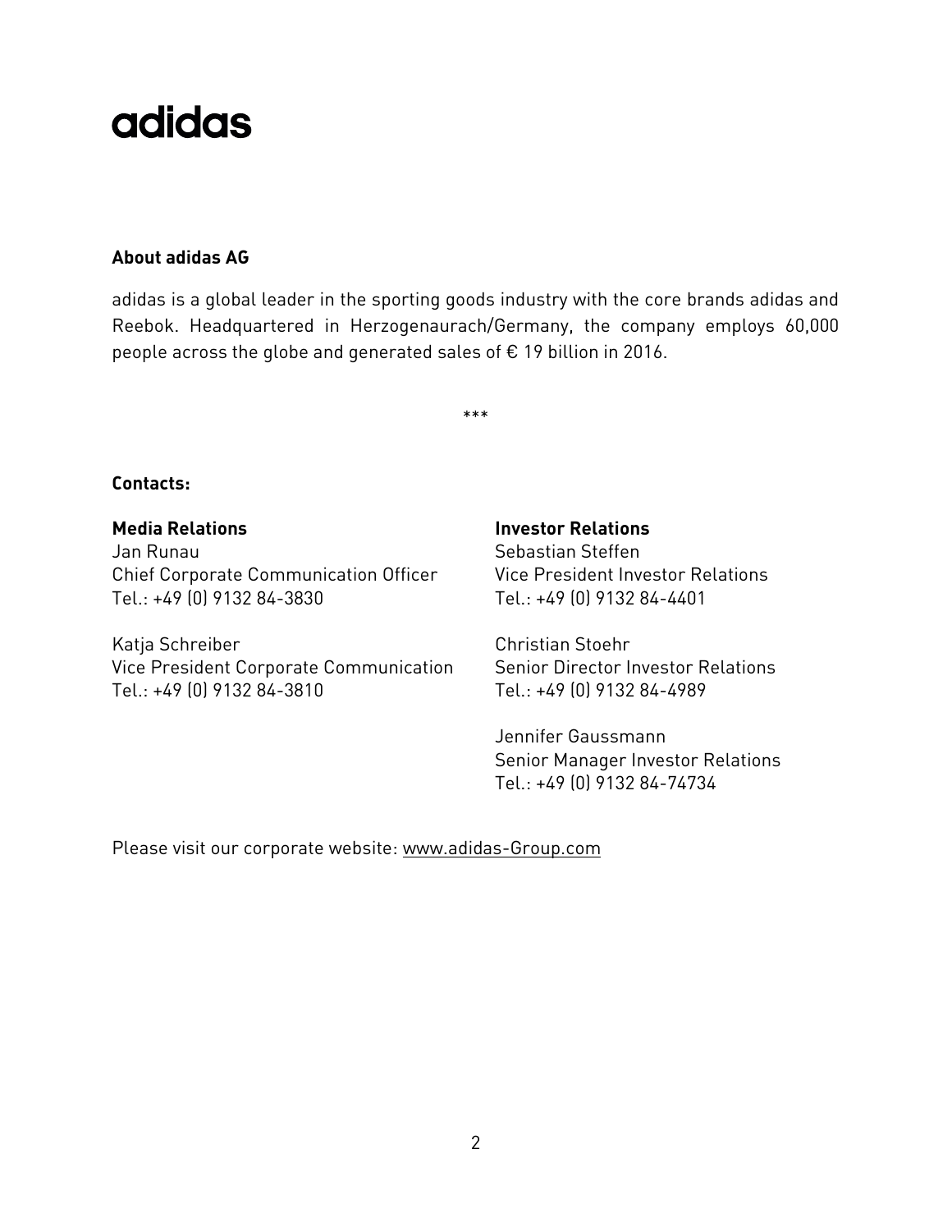adidas

**About adidas AG**

adidas is a global leader in the sporting goods industry with the core brands adidas and Reebok. Headquartered in Herzogenaurach/Germany, the company employs 60,000 people across the globe and generated sales of € 19 billion in 2016.

***

**Contacts:**

**Media Relations**
Jan Runau
Chief Corporate Communication Officer
Tel.: +49 (0) 9132 84-3830

Katja Schreiber
Vice President Corporate Communication
Tel.: +49 (0) 9132 84-3810

**Investor Relations**
Sebastian Steffen
Vice President Investor Relations
Tel.: +49 (0) 9132 84-4401

Christian Stoehr
Senior Director Investor Relations
Tel.: +49 (0) 9132 84-4989

Jennifer Gaussmann
Senior Manager Investor Relations
Tel.: +49 (0) 9132 84-74734

Please visit our corporate website: www.adidas-Group.com